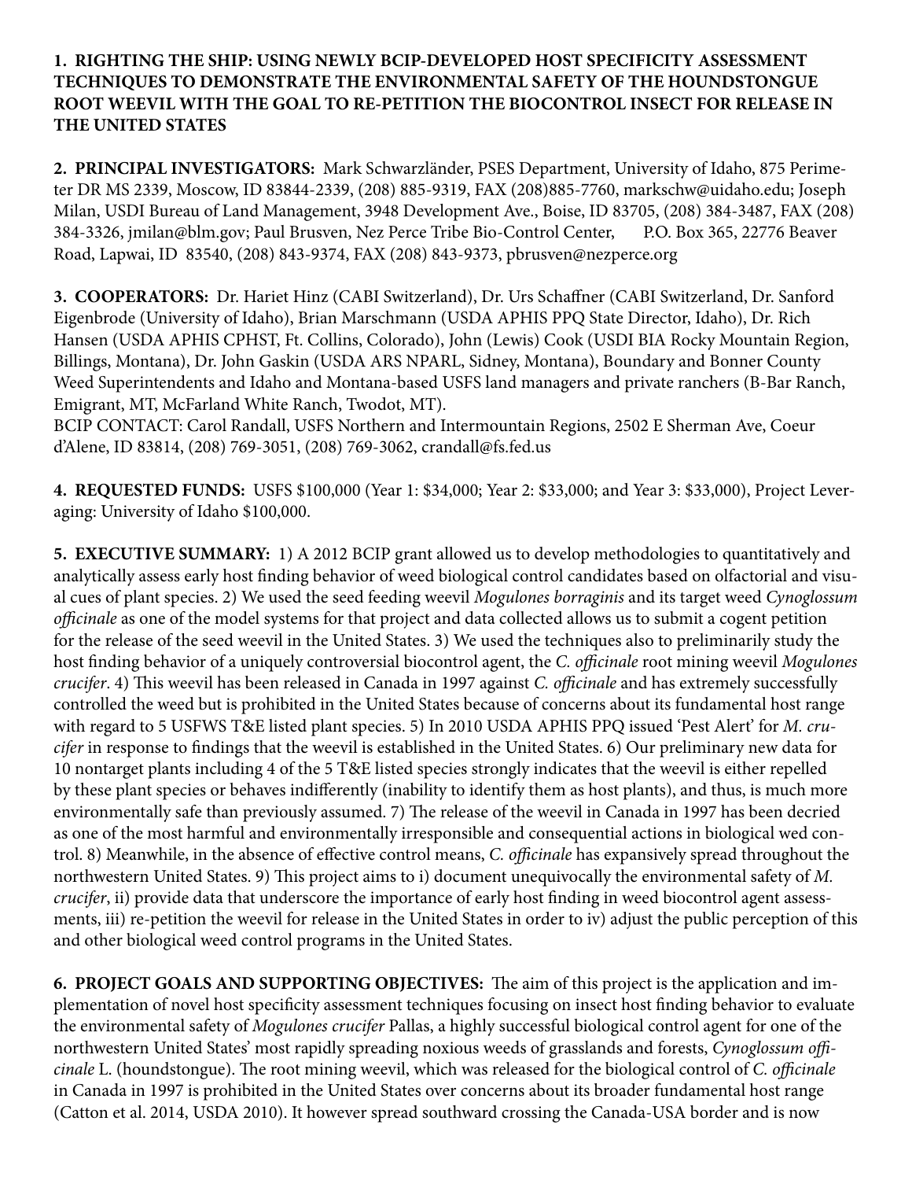**1. RIGHTING THE SHIP: USING NEWLY BCIP-DEVELOPED HOST SPECIFICITY ASSESSMENT TECHNIQUES TO DEMONSTRATE THE ENVIRONMENTAL SAFETY OF THE HOUNDSTONGUE ROOT WEEVIL WITH THE GOAL TO RE-PETITION THE BIOCONTROL INSECT FOR RELEASE IN THE UNITED STATES**

**2. PRINCIPAL INVESTIGATORS:** Mark Schwarzländer, PSES Department, University of Idaho, 875 Perimeter DR MS 2339, Moscow, ID 83844-2339, (208) 885-9319, FAX (208)885-7760, markschw@uidaho.edu; Joseph Milan, USDI Bureau of Land Management, 3948 Development Ave., Boise, ID 83705, (208) 384-3487, FAX (208) 384-3326, jmilan@blm.gov; Paul Brusven, Nez Perce Tribe Bio-Control Center, P.O. Box 365, 22776 Beaver Road, Lapwai, ID 83540, (208) 843-9374, FAX (208) 843-9373, pbrusven@nezperce.org

**3. COOPERATORS:** Dr. Hariet Hinz (CABI Switzerland), Dr. Urs Schaffner (CABI Switzerland, Dr. Sanford Eigenbrode (University of Idaho), Brian Marschmann (USDA APHIS PPQ State Director, Idaho), Dr. Rich Hansen (USDA APHIS CPHST, Ft. Collins, Colorado), John (Lewis) Cook (USDI BIA Rocky Mountain Region, Billings, Montana), Dr. John Gaskin (USDA ARS NPARL, Sidney, Montana), Boundary and Bonner County Weed Superintendents and Idaho and Montana-based USFS land managers and private ranchers (B-Bar Ranch, Emigrant, MT, McFarland White Ranch, Twodot, MT).
BCIP CONTACT: Carol Randall, USFS Northern and Intermountain Regions, 2502 E Sherman Ave, Coeur d'Alene, ID 83814, (208) 769-3051, (208) 769-3062, crandall@fs.fed.us

**4. REQUESTED FUNDS:** USFS $100,000 (Year 1: $34,000; Year 2: $33,000; and Year 3: $33,000), Project Leveraging: University of Idaho $100,000.

**5. EXECUTIVE SUMMARY:** 1) A 2012 BCIP grant allowed us to develop methodologies to quantitatively and analytically assess early host finding behavior of weed biological control candidates based on olfactorial and visual cues of plant species. 2) We used the seed feeding weevil *Mogulones borraginis* and its target weed *Cynoglossum officinale* as one of the model systems for that project and data collected allows us to submit a cogent petition for the release of the seed weevil in the United States. 3) We used the techniques also to preliminarily study the host finding behavior of a uniquely controversial biocontrol agent, the *C. officinale* root mining weevil *Mogulones crucifer*. 4) This weevil has been released in Canada in 1997 against *C. officinale* and has extremely successfully controlled the weed but is prohibited in the United States because of concerns about its fundamental host range with regard to 5 USFWS T&E listed plant species. 5) In 2010 USDA APHIS PPQ issued 'Pest Alert' for *M. crucifer* in response to findings that the weevil is established in the United States. 6) Our preliminary new data for 10 nontarget plants including 4 of the 5 T&E listed species strongly indicates that the weevil is either repelled by these plant species or behaves indifferently (inability to identify them as host plants), and thus, is much more environmentally safe than previously assumed. 7) The release of the weevil in Canada in 1997 has been decried as one of the most harmful and environmentally irresponsible and consequential actions in biological wed control. 8) Meanwhile, in the absence of effective control means, *C. officinale* has expansively spread throughout the northwestern United States. 9) This project aims to i) document unequivocally the environmental safety of *M. crucifer*, ii) provide data that underscore the importance of early host finding in weed biocontrol agent assessments, iii) re-petition the weevil for release in the United States in order to iv) adjust the public perception of this and other biological weed control programs in the United States.

**6. PROJECT GOALS AND SUPPORTING OBJECTIVES:** The aim of this project is the application and implementation of novel host specificity assessment techniques focusing on insect host finding behavior to evaluate the environmental safety of *Mogulones crucifer* Pallas, a highly successful biological control agent for one of the northwestern United States' most rapidly spreading noxious weeds of grasslands and forests, *Cynoglossum officinale* L. (houndstongue). The root mining weevil, which was released for the biological control of *C. officinale* in Canada in 1997 is prohibited in the United States over concerns about its broader fundamental host range (Catton et al. 2014, USDA 2010). It however spread southward crossing the Canada-USA border and is now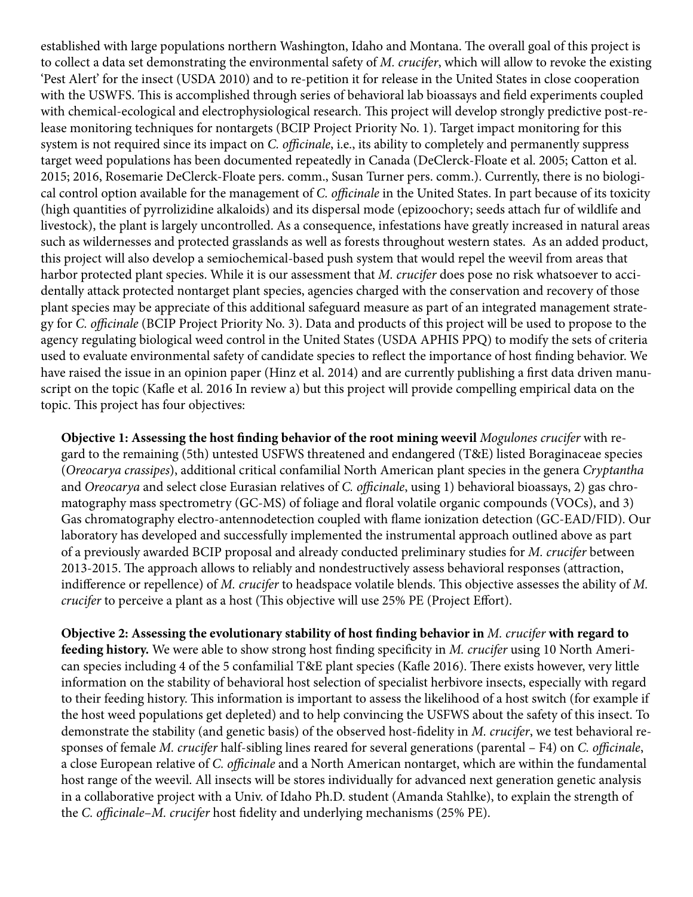established with large populations northern Washington, Idaho and Montana. The overall goal of this project is to collect a data set demonstrating the environmental safety of *M. crucifer*, which will allow to revoke the existing 'Pest Alert' for the insect (USDA 2010) and to re-petition it for release in the United States in close cooperation with the USWFS. This is accomplished through series of behavioral lab bioassays and field experiments coupled with chemical-ecological and electrophysiological research. This project will develop strongly predictive post-release monitoring techniques for nontargets (BCIP Project Priority No. 1). Target impact monitoring for this system is not required since its impact on *C. officinale*, i.e., its ability to completely and permanently suppress target weed populations has been documented repeatedly in Canada (DeClerck-Floate et al. 2005; Catton et al. 2015; 2016, Rosemarie DeClerck-Floate pers. comm., Susan Turner pers. comm.). Currently, there is no biological control option available for the management of *C. officinale* in the United States. In part because of its toxicity (high quantities of pyrrolizidine alkaloids) and its dispersal mode (epizoochory; seeds attach fur of wildlife and livestock), the plant is largely uncontrolled. As a consequence, infestations have greatly increased in natural areas such as wildernesses and protected grasslands as well as forests throughout western states. As an added product, this project will also develop a semiochemical-based push system that would repel the weevil from areas that harbor protected plant species. While it is our assessment that *M. crucifer* does pose no risk whatsoever to accidentally attack protected nontarget plant species, agencies charged with the conservation and recovery of those plant species may be appreciate of this additional safeguard measure as part of an integrated management strategy for *C. officinale* (BCIP Project Priority No. 3). Data and products of this project will be used to propose to the agency regulating biological weed control in the United States (USDA APHIS PPQ) to modify the sets of criteria used to evaluate environmental safety of candidate species to reflect the importance of host finding behavior. We have raised the issue in an opinion paper (Hinz et al. 2014) and are currently publishing a first data driven manuscript on the topic (Kafle et al. 2016 In review a) but this project will provide compelling empirical data on the topic. This project has four objectives:

**Objective 1: Assessing the host finding behavior of the root mining weevil** *Mogulones crucifer* with regard to the remaining (5th) untested USFWS threatened and endangered (T&E) listed Boraginaceae species (*Oreocarya crassipes*), additional critical confamilial North American plant species in the genera *Cryptantha* and *Oreocarya* and select close Eurasian relatives of *C. officinale*, using 1) behavioral bioassays, 2) gas chromatography mass spectrometry (GC-MS) of foliage and floral volatile organic compounds (VOCs), and 3) Gas chromatography electro-antennodetection coupled with flame ionization detection (GC-EAD/FID). Our laboratory has developed and successfully implemented the instrumental approach outlined above as part of a previously awarded BCIP proposal and already conducted preliminary studies for *M. crucifer* between 2013-2015. The approach allows to reliably and nondestructively assess behavioral responses (attraction, indifference or repellence) of *M. crucifer* to headspace volatile blends. This objective assesses the ability of *M. crucifer* to perceive a plant as a host (This objective will use 25% PE (Project Effort).

**Objective 2: Assessing the evolutionary stability of host finding behavior in** ***M. crucifer*** **with regard to feeding history.** We were able to show strong host finding specificity in *M. crucifer* using 10 North American species including 4 of the 5 confamilial T&E plant species (Kafle 2016). There exists however, very little information on the stability of behavioral host selection of specialist herbivore insects, especially with regard to their feeding history. This information is important to assess the likelihood of a host switch (for example if the host weed populations get depleted) and to help convincing the USFWS about the safety of this insect. To demonstrate the stability (and genetic basis) of the observed host-fidelity in *M. crucifer*, we test behavioral responses of female *M. crucifer* half-sibling lines reared for several generations (parental – F4) on *C. officinale*, a close European relative of *C. officinale* and a North American nontarget, which are within the fundamental host range of the weevil. All insects will be stores individually for advanced next generation genetic analysis in a collaborative project with a Univ. of Idaho Ph.D. student (Amanda Stahlke), to explain the strength of the *C. officinale*–*M. crucifer* host fidelity and underlying mechanisms (25% PE).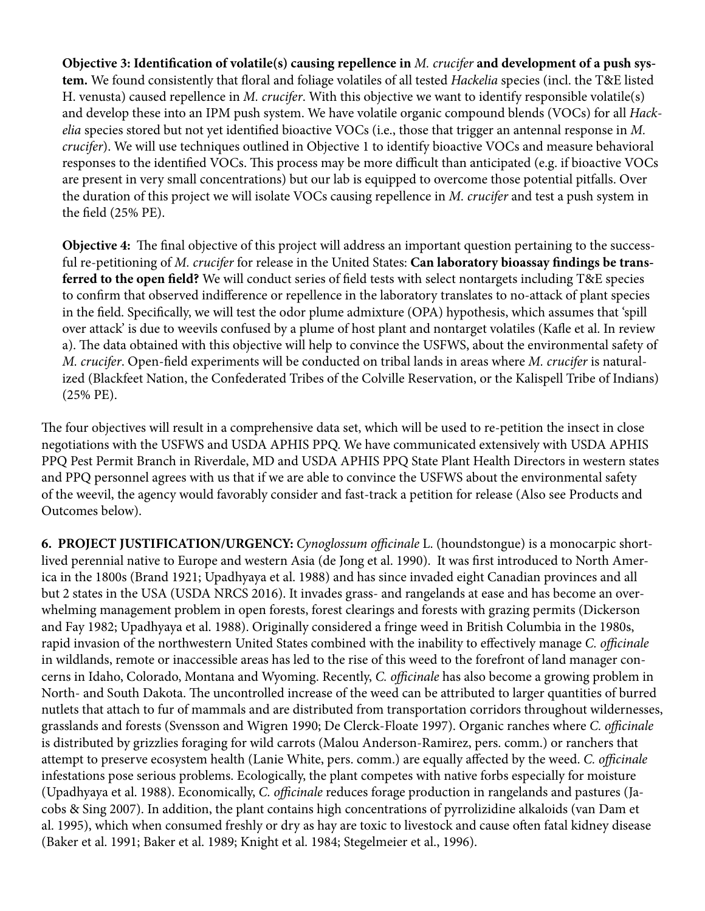**Objective 3: Identification of volatile(s) causing repellence in *M. crucifer* and development of a push system.** We found consistently that floral and foliage volatiles of all tested *Hackelia* species (incl. the T&E listed H. venusta) caused repellence in *M. crucifer*. With this objective we want to identify responsible volatile(s) and develop these into an IPM push system. We have volatile organic compound blends (VOCs) for all *Hackelia* species stored but not yet identified bioactive VOCs (i.e., those that trigger an antennal response in *M. crucifer*). We will use techniques outlined in Objective 1 to identify bioactive VOCs and measure behavioral responses to the identified VOCs. This process may be more difficult than anticipated (e.g. if bioactive VOCs are present in very small concentrations) but our lab is equipped to overcome those potential pitfalls. Over the duration of this project we will isolate VOCs causing repellence in *M. crucifer* and test a push system in the field (25% PE).

**Objective 4:** The final objective of this project will address an important question pertaining to the successful re-petitioning of *M. crucifer* for release in the United States: **Can laboratory bioassay findings be transferred to the open field?** We will conduct series of field tests with select nontargets including T&E species to confirm that observed indifference or repellence in the laboratory translates to no-attack of plant species in the field. Specifically, we will test the odor plume admixture (OPA) hypothesis, which assumes that 'spill over attack' is due to weevils confused by a plume of host plant and nontarget volatiles (Kafle et al. In review a). The data obtained with this objective will help to convince the USFWS, about the environmental safety of *M. crucifer*. Open-field experiments will be conducted on tribal lands in areas where *M. crucifer* is naturalized (Blackfeet Nation, the Confederated Tribes of the Colville Reservation, or the Kalispell Tribe of Indians) (25% PE).

The four objectives will result in a comprehensive data set, which will be used to re-petition the insect in close negotiations with the USFWS and USDA APHIS PPQ. We have communicated extensively with USDA APHIS PPQ Pest Permit Branch in Riverdale, MD and USDA APHIS PPQ State Plant Health Directors in western states and PPQ personnel agrees with us that if we are able to convince the USFWS about the environmental safety of the weevil, the agency would favorably consider and fast-track a petition for release (Also see Products and Outcomes below).

**6. PROJECT JUSTIFICATION/URGENCY:** *Cynoglossum officinale* L. (houndstongue) is a monocarpic short-lived perennial native to Europe and western Asia (de Jong et al. 1990). It was first introduced to North America in the 1800s (Brand 1921; Upadhyaya et al. 1988) and has since invaded eight Canadian provinces and all but 2 states in the USA (USDA NRCS 2016). It invades grass- and rangelands at ease and has become an overwhelming management problem in open forests, forest clearings and forests with grazing permits (Dickerson and Fay 1982; Upadhyaya et al. 1988). Originally considered a fringe weed in British Columbia in the 1980s, rapid invasion of the northwestern United States combined with the inability to effectively manage *C. officinale* in wildlands, remote or inaccessible areas has led to the rise of this weed to the forefront of land manager concerns in Idaho, Colorado, Montana and Wyoming. Recently, *C. officinale* has also become a growing problem in North- and South Dakota. The uncontrolled increase of the weed can be attributed to larger quantities of burred nutlets that attach to fur of mammals and are distributed from transportation corridors throughout wildernesses, grasslands and forests (Svensson and Wigren 1990; De Clerck-Floate 1997). Organic ranches where *C. officinale* is distributed by grizzlies foraging for wild carrots (Malou Anderson-Ramirez, pers. comm.) or ranchers that attempt to preserve ecosystem health (Lanie White, pers. comm.) are equally affected by the weed. *C. officinale* infestations pose serious problems. Ecologically, the plant competes with native forbs especially for moisture (Upadhyaya et al. 1988). Economically, *C. officinale* reduces forage production in rangelands and pastures (Jacobs & Sing 2007). In addition, the plant contains high concentrations of pyrrolizidine alkaloids (van Dam et al. 1995), which when consumed freshly or dry as hay are toxic to livestock and cause often fatal kidney disease (Baker et al. 1991; Baker et al. 1989; Knight et al. 1984; Stegelmeier et al., 1996).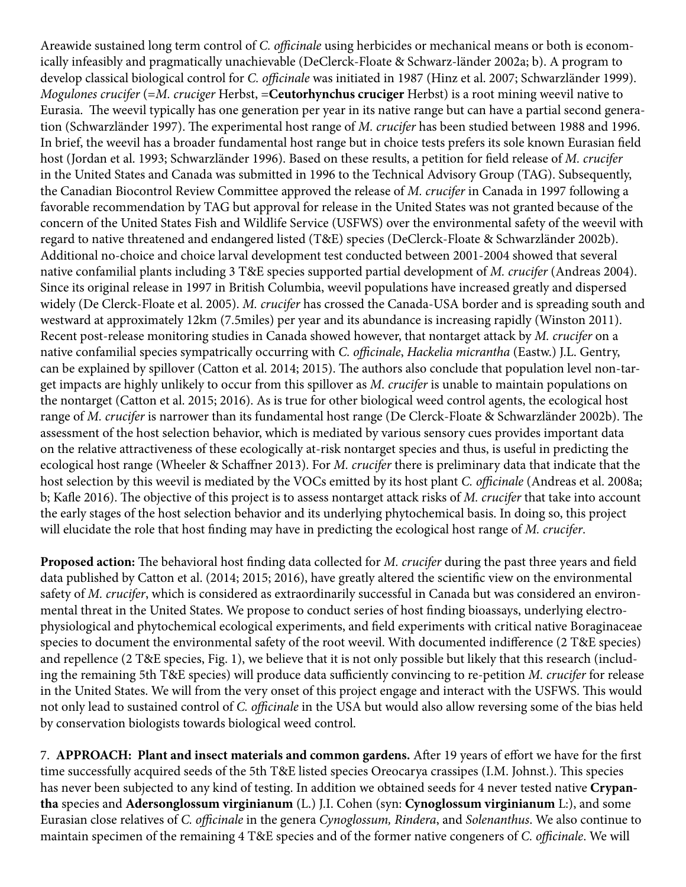Areawide sustained long term control of *C. officinale* using herbicides or mechanical means or both is economically infeasibly and pragmatically unachievable (DeClerck-Floate & Schwarz-länder 2002a; b). A program to develop classical biological control for *C. officinale* was initiated in 1987 (Hinz et al. 2007; Schwarzländer 1999). *Mogulones crucifer* (=*M. cruciger* Herbst, =**Ceutorhynchus cruciger** Herbst) is a root mining weevil native to Eurasia. The weevil typically has one generation per year in its native range but can have a partial second generation (Schwarzländer 1997). The experimental host range of *M. crucifer* has been studied between 1988 and 1996. In brief, the weevil has a broader fundamental host range but in choice tests prefers its sole known Eurasian field host (Jordan et al. 1993; Schwarzländer 1996). Based on these results, a petition for field release of *M. crucifer* in the United States and Canada was submitted in 1996 to the Technical Advisory Group (TAG). Subsequently, the Canadian Biocontrol Review Committee approved the release of *M. crucifer* in Canada in 1997 following a favorable recommendation by TAG but approval for release in the United States was not granted because of the concern of the United States Fish and Wildlife Service (USFWS) over the environmental safety of the weevil with regard to native threatened and endangered listed (T&E) species (DeClerck-Floate & Schwarzländer 2002b). Additional no-choice and choice larval development test conducted between 2001-2004 showed that several native confamilial plants including 3 T&E species supported partial development of *M. crucifer* (Andreas 2004). Since its original release in 1997 in British Columbia, weevil populations have increased greatly and dispersed widely (De Clerck-Floate et al. 2005). *M. crucifer* has crossed the Canada-USA border and is spreading south and westward at approximately 12km (7.5miles) per year and its abundance is increasing rapidly (Winston 2011). Recent post-release monitoring studies in Canada showed however, that nontarget attack by *M. crucifer* on a native confamilial species sympatrically occurring with *C. officinale*, *Hackelia micrantha* (Eastw.) J.L. Gentry, can be explained by spillover (Catton et al. 2014; 2015). The authors also conclude that population level non-target impacts are highly unlikely to occur from this spillover as *M. crucifer* is unable to maintain populations on the nontarget (Catton et al. 2015; 2016). As is true for other biological weed control agents, the ecological host range of *M. crucifer* is narrower than its fundamental host range (De Clerck-Floate & Schwarzländer 2002b). The assessment of the host selection behavior, which is mediated by various sensory cues provides important data on the relative attractiveness of these ecologically at-risk nontarget species and thus, is useful in predicting the ecological host range (Wheeler & Schaffner 2013). For *M. crucifer* there is preliminary data that indicate that the host selection by this weevil is mediated by the VOCs emitted by its host plant *C. officinale* (Andreas et al. 2008a; b; Kafle 2016). The objective of this project is to assess nontarget attack risks of *M. crucifer* that take into account the early stages of the host selection behavior and its underlying phytochemical basis. In doing so, this project will elucidate the role that host finding may have in predicting the ecological host range of *M. crucifer*.

**Proposed action:** The behavioral host finding data collected for *M. crucifer* during the past three years and field data published by Catton et al. (2014; 2015; 2016), have greatly altered the scientific view on the environmental safety of *M. crucifer*, which is considered as extraordinarily successful in Canada but was considered an environmental threat in the United States. We propose to conduct series of host finding bioassays, underlying electrophysiological and phytochemical ecological experiments, and field experiments with critical native Boraginaceae species to document the environmental safety of the root weevil. With documented indifference (2 T&E species) and repellence (2 T&E species, Fig. 1), we believe that it is not only possible but likely that this research (including the remaining 5th T&E species) will produce data sufficiently convincing to re-petition *M. crucifer* for release in the United States. We will from the very onset of this project engage and interact with the USFWS. This would not only lead to sustained control of *C. officinale* in the USA but would also allow reversing some of the bias held by conservation biologists towards biological weed control.

7. **APPROACH: Plant and insect materials and common gardens.** After 19 years of effort we have for the first time successfully acquired seeds of the 5th T&E listed species Oreocarya crassipes (I.M. Johnst.). This species has never been subjected to any kind of testing. In addition we obtained seeds for 4 never tested native **Crypantha** species and **Adersonglossum virginianum** (L.) J.I. Cohen (syn: **Cynoglossum virginianum** L:), and some Eurasian close relatives of *C. officinale* in the genera *Cynoglossum, Rindera*, and *Solenanthus*. We also continue to maintain specimen of the remaining 4 T&E species and of the former native congeners of *C. officinale*. We will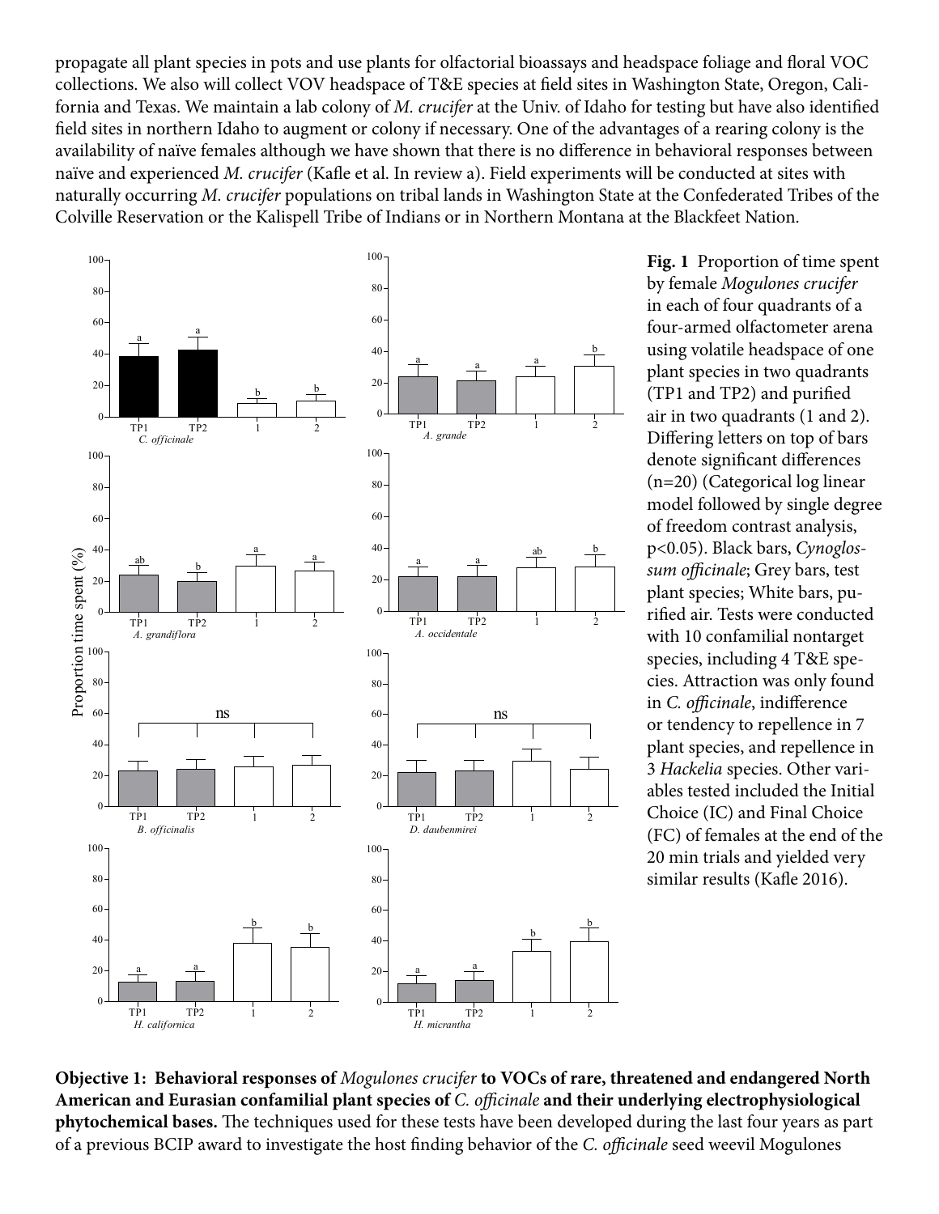propagate all plant species in pots and use plants for olfactorial bioassays and headspace foliage and floral VOC collections. We also will collect VOV headspace of T&E species at field sites in Washington State, Oregon, California and Texas. We maintain a lab colony of *M. crucifer* at the Univ. of Idaho for testing but have also identified field sites in northern Idaho to augment or colony if necessary. One of the advantages of a rearing colony is the availability of naïve females although we have shown that there is no difference in behavioral responses between naïve and experienced *M. crucifer* (Kafle et al. In review a). Field experiments will be conducted at sites with naturally occurring *M. crucifer* populations on tribal lands in Washington State at the Confederated Tribes of the Colville Reservation or the Kalispell Tribe of Indians or in Northern Montana at the Blackfeet Nation.

**Fig. 1** Proportion of time spent by female *Mogulones crucifer* in each of four quadrants of a four-armed olfactometer arena using volatile headspace of one plant species in two quadrants (TP1 and TP2) and purified air in two quadrants (1 and 2). Differing letters on top of bars denote significant differences (n=20) (Categorical log linear model followed by single degree of freedom contrast analysis, $p<0.05$). Black bars, *Cynoglossum officinale*; Grey bars, test plant species; White bars, purified air. Tests were conducted with 10 confamilial nontarget species, including 4 T&E species. Attraction was only found in *C. officinale*, indifference or tendency to repellence in 7 plant species, and repellence in 3 *Hackelia* species. Other variables tested included the Initial Choice (IC) and Final Choice (FC) of females at the end of the 20 min trials and yielded very similar results (Kafle 2016).

**Objective 1: Behavioral responses of** ***Mogulones crucifer*** **to VOCs of rare, threatened and endangered North American and Eurasian confamilial plant species of** ***C. officinale*** **and their underlying electrophysiological phytochemical bases.** The techniques used for these tests have been developed during the last four years as part of a previous BCIP award to investigate the host finding behavior of the *C. officinale* seed weevil Mogulones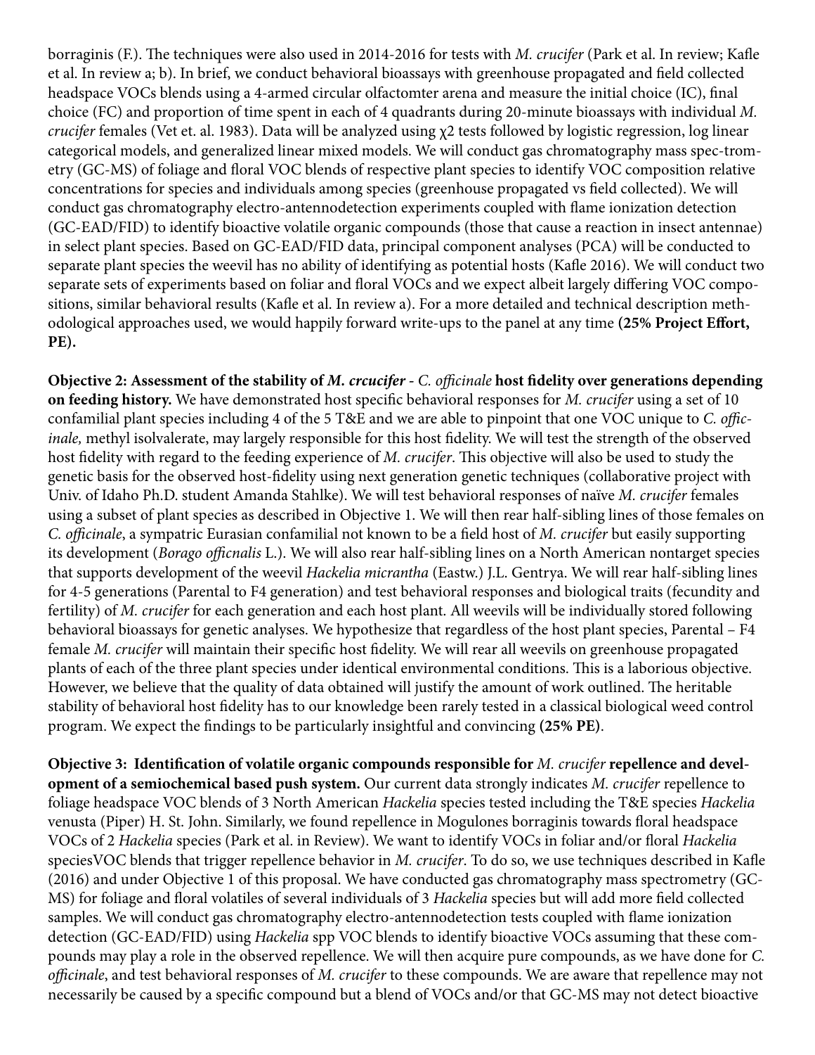borraginis (F.). The techniques were also used in 2014-2016 for tests with *M. crucifer* (Park et al. In review; Kafle et al. In review a; b). In brief, we conduct behavioral bioassays with greenhouse propagated and field collected headspace VOCs blends using a 4-armed circular olfactomter arena and measure the initial choice (IC), final choice (FC) and proportion of time spent in each of 4 quadrants during 20-minute bioassays with individual *M. crucifer* females (Vet et. al. 1983). Data will be analyzed using $\chi 2$ tests followed by logistic regression, log linear categorical models, and generalized linear mixed models. We will conduct gas chromatography mass spec-trometry (GC-MS) of foliage and floral VOC blends of respective plant species to identify VOC composition relative concentrations for species and individuals among species (greenhouse propagated vs field collected). We will conduct gas chromatography electro-antennodetection experiments coupled with flame ionization detection (GC-EAD/FID) to identify bioactive volatile organic compounds (those that cause a reaction in insect antennae) in select plant species. Based on GC-EAD/FID data, principal component analyses (PCA) will be conducted to separate plant species the weevil has no ability of identifying as potential hosts (Kafle 2016). We will conduct two separate sets of experiments based on foliar and floral VOCs and we expect albeit largely differing VOC compositions, similar behavioral results (Kafle et al. In review a). For a more detailed and technical description methodological approaches used, we would happily forward write-ups to the panel at any time **(25% Project Effort, PE).**

**Objective 2: Assessment of the stability of *M. crcucifer* - *C. officinale* host fidelity over generations depending on feeding history.** We have demonstrated host specific behavioral responses for *M. crucifer* using a set of 10 confamilial plant species including 4 of the 5 T&E and we are able to pinpoint that one VOC unique to *C. officinale,* methyl isolvalerate, may largely responsible for this host fidelity. We will test the strength of the observed host fidelity with regard to the feeding experience of *M. crucifer*. This objective will also be used to study the genetic basis for the observed host-fidelity using next generation genetic techniques (collaborative project with Univ. of Idaho Ph.D. student Amanda Stahlke). We will test behavioral responses of naïve *M. crucifer* females using a subset of plant species as described in Objective 1. We will then rear half-sibling lines of those females on *C. officinale*, a sympatric Eurasian confamilial not known to be a field host of *M. crucifer* but easily supporting its development (*Borago officnalis* L.). We will also rear half-sibling lines on a North American nontarget species that supports development of the weevil *Hackelia micrantha* (Eastw.) J.L. Gentrya. We will rear half-sibling lines for 4-5 generations (Parental to F4 generation) and test behavioral responses and biological traits (fecundity and fertility) of *M. crucifer* for each generation and each host plant. All weevils will be individually stored following behavioral bioassays for genetic analyses. We hypothesize that regardless of the host plant species, Parental – F4 female *M. crucifer* will maintain their specific host fidelity. We will rear all weevils on greenhouse propagated plants of each of the three plant species under identical environmental conditions. This is a laborious objective. However, we believe that the quality of data obtained will justify the amount of work outlined. The heritable stability of behavioral host fidelity has to our knowledge been rarely tested in a classical biological weed control program. We expect the findings to be particularly insightful and convincing **(25% PE)**.

**Objective 3: Identification of volatile organic compounds responsible for *M. crucifer* repellence and development of a semiochemical based push system.** Our current data strongly indicates *M. crucifer* repellence to foliage headspace VOC blends of 3 North American *Hackelia* species tested including the T&E species *Hackelia* venusta (Piper) H. St. John. Similarly, we found repellence in Mogulones borraginis towards floral headspace VOCs of 2 *Hackelia* species (Park et al. in Review). We want to identify VOCs in foliar and/or floral *Hackelia* speciesVOC blends that trigger repellence behavior in *M. crucifer*. To do so, we use techniques described in Kafle (2016) and under Objective 1 of this proposal. We have conducted gas chromatography mass spectrometry (GC-MS) for foliage and floral volatiles of several individuals of 3 *Hackelia* species but will add more field collected samples. We will conduct gas chromatography electro-antennodetection tests coupled with flame ionization detection (GC-EAD/FID) using *Hackelia* spp VOC blends to identify bioactive VOCs assuming that these compounds may play a role in the observed repellence. We will then acquire pure compounds, as we have done for *C. officinale*, and test behavioral responses of *M. crucifer* to these compounds. We are aware that repellence may not necessarily be caused by a specific compound but a blend of VOCs and/or that GC-MS may not detect bioactive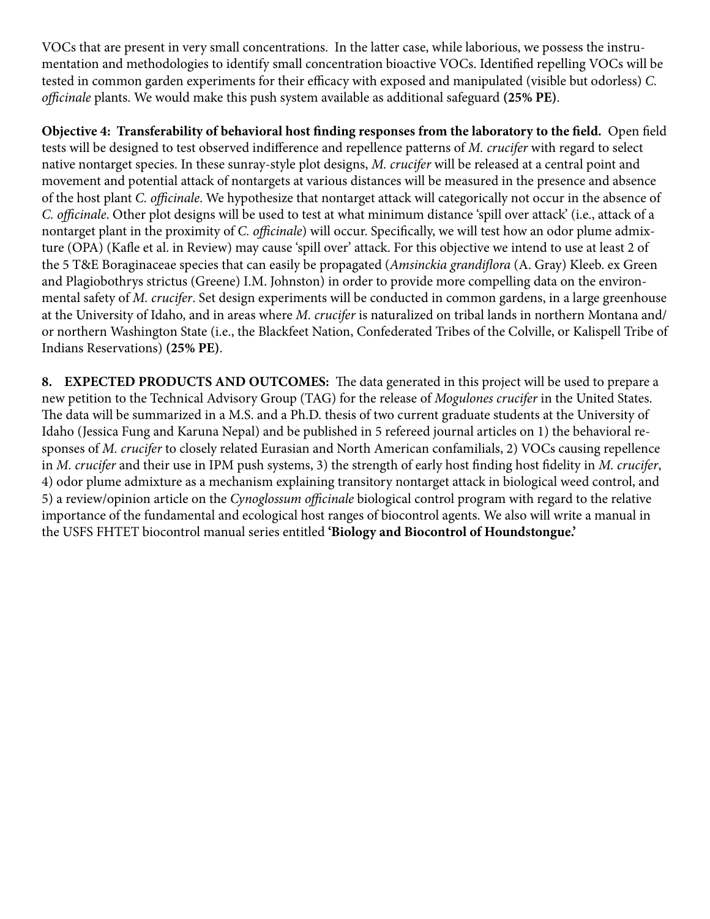VOCs that are present in very small concentrations. In the latter case, while laborious, we possess the instrumentation and methodologies to identify small concentration bioactive VOCs. Identified repelling VOCs will be tested in common garden experiments for their efficacy with exposed and manipulated (visible but odorless) *C. officinale* plants. We would make this push system available as additional safeguard **(25% PE)**.

**Objective 4: Transferability of behavioral host finding responses from the laboratory to the field.** Open field tests will be designed to test observed indifference and repellence patterns of *M. crucifer* with regard to select native nontarget species. In these sunray-style plot designs, *M. crucifer* will be released at a central point and movement and potential attack of nontargets at various distances will be measured in the presence and absence of the host plant *C. officinale*. We hypothesize that nontarget attack will categorically not occur in the absence of *C. officinale*. Other plot designs will be used to test at what minimum distance 'spill over attack' (i.e., attack of a nontarget plant in the proximity of *C. officinale*) will occur. Specifically, we will test how an odor plume admixture (OPA) (Kafle et al. in Review) may cause 'spill over' attack. For this objective we intend to use at least 2 of the 5 T&E Boraginaceae species that can easily be propagated (*Amsinckia grandiflora* (A. Gray) Kleeb. ex Green and Plagiobothrys strictus (Greene) I.M. Johnston) in order to provide more compelling data on the environmental safety of *M. crucifer*. Set design experiments will be conducted in common gardens, in a large greenhouse at the University of Idaho, and in areas where *M. crucifer* is naturalized on tribal lands in northern Montana and/or northern Washington State (i.e., the Blackfeet Nation, Confederated Tribes of the Colville, or Kalispell Tribe of Indians Reservations) **(25% PE)**.

**8. EXPECTED PRODUCTS AND OUTCOMES:** The data generated in this project will be used to prepare a new petition to the Technical Advisory Group (TAG) for the release of *Mogulones crucifer* in the United States. The data will be summarized in a M.S. and a Ph.D. thesis of two current graduate students at the University of Idaho (Jessica Fung and Karuna Nepal) and be published in 5 refereed journal articles on 1) the behavioral responses of *M. crucifer* to closely related Eurasian and North American confamilials, 2) VOCs causing repellence in *M. crucifer* and their use in IPM push systems, 3) the strength of early host finding host fidelity in *M. crucifer*, 4) odor plume admixture as a mechanism explaining transitory nontarget attack in biological weed control, and 5) a review/opinion article on the *Cynoglossum officinale* biological control program with regard to the relative importance of the fundamental and ecological host ranges of biocontrol agents. We also will write a manual in the USFS FHTET biocontrol manual series entitled **'Biology and Biocontrol of Houndstongue.'**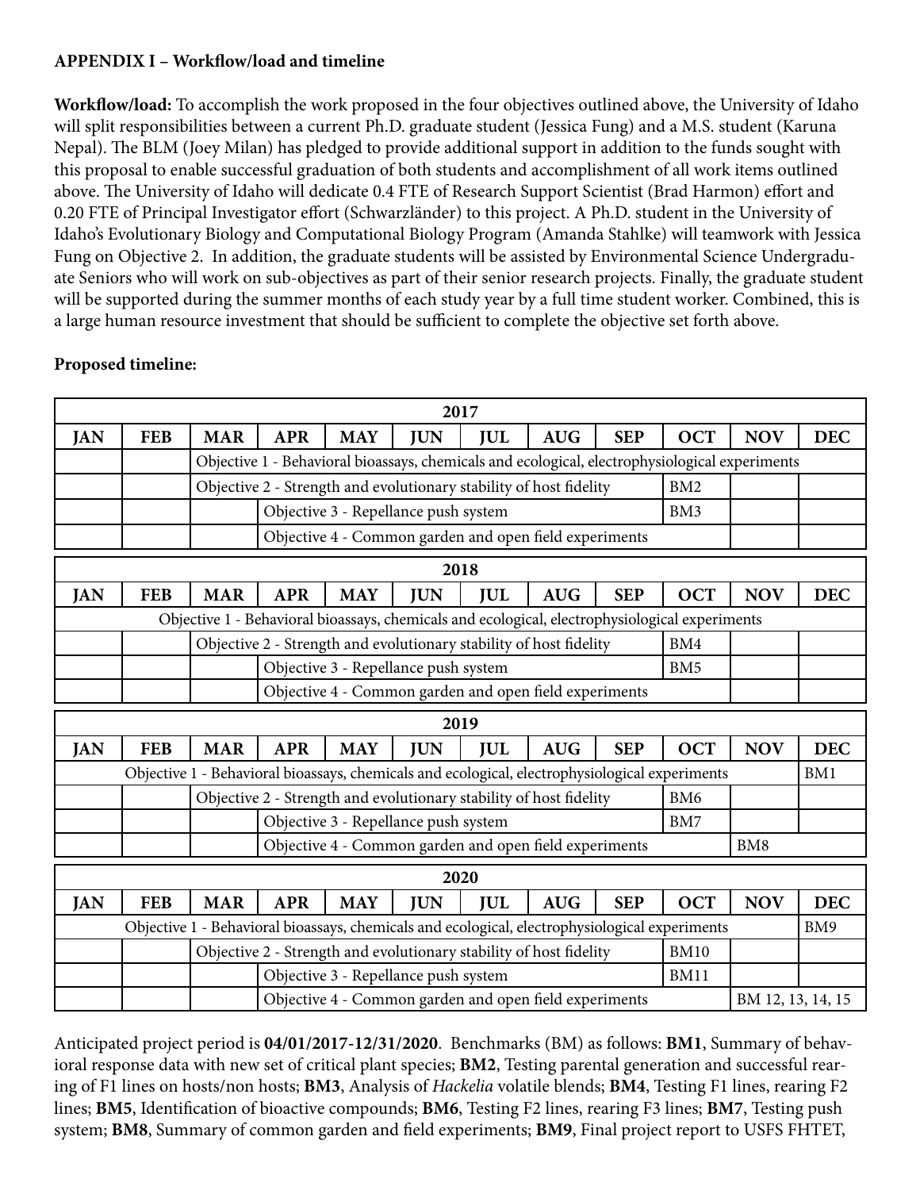**APPENDIX I – Workflow/load and timeline**

**Workflow/load:** To accomplish the work proposed in the four objectives outlined above, the University of Idaho will split responsibilities between a current Ph.D. graduate student (Jessica Fung) and a M.S. student (Karuna Nepal). The BLM (Joey Milan) has pledged to provide additional support in addition to the funds sought with this proposal to enable successful graduation of both students and accomplishment of all work items outlined above. The University of Idaho will dedicate 0.4 FTE of Research Support Scientist (Brad Harmon) effort and 0.20 FTE of Principal Investigator effort (Schwarzländer) to this project. A Ph.D. student in the University of Idaho's Evolutionary Biology and Computational Biology Program (Amanda Stahlke) will teamwork with Jessica Fung on Objective 2. In addition, the graduate students will be assisted by Environmental Science Undergraduate Seniors who will work on sub-objectives as part of their senior research projects. Finally, the graduate student will be supported during the summer months of each study year by a full time student worker. Combined, this is a large human resource investment that should be sufficient to complete the objective set forth above.

**Proposed timeline:**

| 2017 | | | | | | | | | | | |
|---|---|---|---|---|---|---|---|---|---|---|---|
| **JAN** | **FEB** | **MAR** | **APR** | **MAY** | **JUN** | **JUL** | **AUG** | **SEP** | **OCT** | **NOV** | **DEC** |
| | | Objective 1 - Behavioral bioassays, chemicals and ecological, electrophysiological experiments | | | | | | | | | |
| | | Objective 2 - Strength and evolutionary stability of host fidelity | | | | | | | BM2 | | |
| | | | Objective 3 - Repellance push system | | | | | | BM3 | | |
| | | | Objective 4 - Common garden and open field experiments | | | | | | | | |

| 2018 | | | | | | | | | | | |
|---|---|---|---|---|---|---|---|---|---|---|---|
| **JAN** | **FEB** | **MAR** | **APR** | **MAY** | **JUN** | **JUL** | **AUG** | **SEP** | **OCT** | **NOV** | **DEC** |
| Objective 1 - Behavioral bioassays, chemicals and ecological, electrophysiological experiments | | | | | | | | | | | |
| | | Objective 2 - Strength and evolutionary stability of host fidelity | | | | | | | BM4 | | |
| | | | Objective 3 - Repellance push system | | | | | | BM5 | | |
| | | | Objective 4 - Common garden and open field experiments | | | | | | | | |

| 2019 | | | | | | | | | | | |
|---|---|---|---|---|---|---|---|---|---|---|---|
| **JAN** | **FEB** | **MAR** | **APR** | **MAY** | **JUN** | **JUL** | **AUG** | **SEP** | **OCT** | **NOV** | **DEC** |
| Objective 1 - Behavioral bioassays, chemicals and ecological, electrophysiological experiments | | | | | | | | | | | BM1 |
| | | Objective 2 - Strength and evolutionary stability of host fidelity | | | | | | | BM6 | | |
| | | | Objective 3 - Repellance push system | | | | | | BM7 | | |
| | | | Objective 4 - Common garden and open field experiments | | | | | | | BM8 | |

| 2020 | | | | | | | | | | | |
|---|---|---|---|---|---|---|---|---|---|---|---|
| **JAN** | **FEB** | **MAR** | **APR** | **MAY** | **JUN** | **JUL** | **AUG** | **SEP** | **OCT** | **NOV** | **DEC** |
| Objective 1 - Behavioral bioassays, chemicals and ecological, electrophysiological experiments | | | | | | | | | | | BM9 |
| | | Objective 2 - Strength and evolutionary stability of host fidelity | | | | | | | BM10 | | |
| | | | Objective 3 - Repellance push system | | | | | | BM11 | | |
| | | | Objective 4 - Common garden and open field experiments | | | | | | | BM 12, 13, 14, 15 | |

Anticipated project period is **04/01/2017-12/31/2020**. Benchmarks (BM) as follows: **BM1**, Summary of behavioral response data with new set of critical plant species; **BM2**, Testing parental generation and successful rearing of F1 lines on hosts/non hosts; **BM3**, Analysis of *Hackelia* volatile blends; **BM4**, Testing F1 lines, rearing F2 lines; **BM5**, Identification of bioactive compounds; **BM6**, Testing F2 lines, rearing F3 lines; **BM7**, Testing push system; **BM8**, Summary of common garden and field experiments; **BM9**, Final project report to USFS FHTET,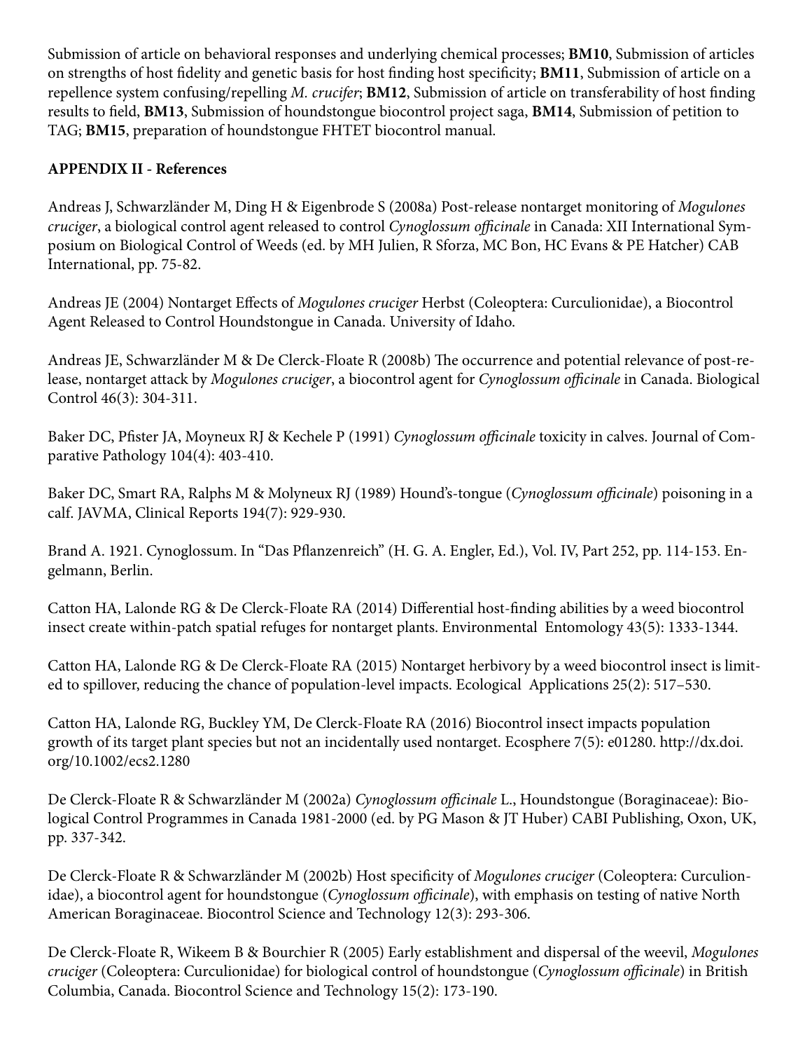Submission of article on behavioral responses and underlying chemical processes; **BM10**, Submission of articles on strengths of host fidelity and genetic basis for host finding host specificity; **BM11**, Submission of article on a repellence system confusing/repelling *M. crucifer*; **BM12**, Submission of article on transferability of host finding results to field, **BM13**, Submission of houndstongue biocontrol project saga, **BM14**, Submission of petition to TAG; **BM15**, preparation of houndstongue FHTET biocontrol manual.

**APPENDIX II - References**

Andreas J, Schwarzländer M, Ding H & Eigenbrode S (2008a) Post-release nontarget monitoring of *Mogulones cruciger*, a biological control agent released to control *Cynoglossum officinale* in Canada: XII International Symposium on Biological Control of Weeds (ed. by MH Julien, R Sforza, MC Bon, HC Evans & PE Hatcher) CAB International, pp. 75-82.

Andreas JE (2004) Nontarget Effects of *Mogulones cruciger* Herbst (Coleoptera: Curculionidae), a Biocontrol Agent Released to Control Houndstongue in Canada. University of Idaho.

Andreas JE, Schwarzländer M & De Clerck-Floate R (2008b) The occurrence and potential relevance of post-release, nontarget attack by *Mogulones cruciger*, a biocontrol agent for *Cynoglossum officinale* in Canada. Biological Control 46(3): 304-311.

Baker DC, Pfister JA, Moyneux RJ & Kechele P (1991) *Cynoglossum officinale* toxicity in calves. Journal of Comparative Pathology 104(4): 403-410.

Baker DC, Smart RA, Ralphs M & Molyneux RJ (1989) Hound's-tongue (*Cynoglossum officinale*) poisoning in a calf. JAVMA, Clinical Reports 194(7): 929-930.

Brand A. 1921. Cynoglossum. In "Das Pflanzenreich" (H. G. A. Engler, Ed.), Vol. IV, Part 252, pp. 114-153. Engelmann, Berlin.

Catton HA, Lalonde RG & De Clerck-Floate RA (2014) Differential host-finding abilities by a weed biocontrol insect create within-patch spatial refuges for nontarget plants. Environmental Entomology 43(5): 1333-1344.

Catton HA, Lalonde RG & De Clerck-Floate RA (2015) Nontarget herbivory by a weed biocontrol insect is limited to spillover, reducing the chance of population-level impacts. Ecological Applications 25(2): 517–530.

Catton HA, Lalonde RG, Buckley YM, De Clerck-Floate RA (2016) Biocontrol insect impacts population growth of its target plant species but not an incidentally used nontarget. Ecosphere 7(5): e01280. http://dx.doi.org/10.1002/ecs2.1280

De Clerck-Floate R & Schwarzländer M (2002a) *Cynoglossum officinale* L., Houndstongue (Boraginaceae): Biological Control Programmes in Canada 1981-2000 (ed. by PG Mason & JT Huber) CABI Publishing, Oxon, UK, pp. 337-342.

De Clerck-Floate R & Schwarzländer M (2002b) Host specificity of *Mogulones cruciger* (Coleoptera: Curculionidae), a biocontrol agent for houndstongue (*Cynoglossum officinale*), with emphasis on testing of native North American Boraginaceae. Biocontrol Science and Technology 12(3): 293-306.

De Clerck-Floate R, Wikeem B & Bourchier R (2005) Early establishment and dispersal of the weevil, *Mogulones cruciger* (Coleoptera: Curculionidae) for biological control of houndstongue (*Cynoglossum officinale*) in British Columbia, Canada. Biocontrol Science and Technology 15(2): 173-190.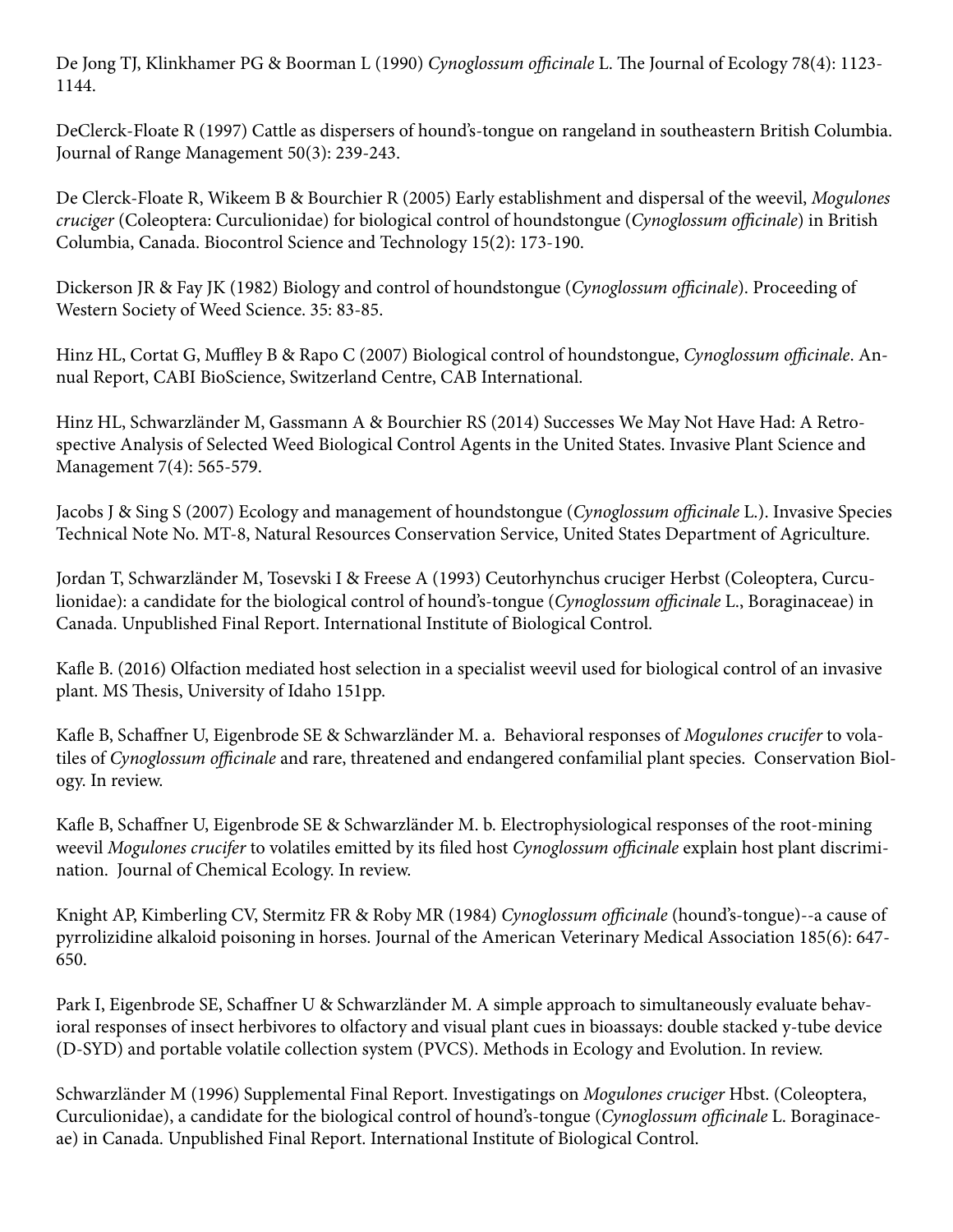De Jong TJ, Klinkhamer PG & Boorman L (1990) *Cynoglossum officinale* L. The Journal of Ecology 78(4): 1123-1144.

DeClerck-Floate R (1997) Cattle as dispersers of hound's-tongue on rangeland in southeastern British Columbia. Journal of Range Management 50(3): 239-243.

De Clerck-Floate R, Wikeem B & Bourchier R (2005) Early establishment and dispersal of the weevil, *Mogulones cruciger* (Coleoptera: Curculionidae) for biological control of houndstongue (*Cynoglossum officinale*) in British Columbia, Canada. Biocontrol Science and Technology 15(2): 173-190.

Dickerson JR & Fay JK (1982) Biology and control of houndstongue (*Cynoglossum officinale*). Proceeding of Western Society of Weed Science. 35: 83-85.

Hinz HL, Cortat G, Muffley B & Rapo C (2007) Biological control of houndstongue, *Cynoglossum officinale*. Annual Report, CABI BioScience, Switzerland Centre, CAB International.

Hinz HL, Schwarzländer M, Gassmann A & Bourchier RS (2014) Successes We May Not Have Had: A Retrospective Analysis of Selected Weed Biological Control Agents in the United States. Invasive Plant Science and Management 7(4): 565-579.

Jacobs J & Sing S (2007) Ecology and management of houndstongue (*Cynoglossum officinale* L.). Invasive Species Technical Note No. MT-8, Natural Resources Conservation Service, United States Department of Agriculture.

Jordan T, Schwarzländer M, Tosevski I & Freese A (1993) Ceutorhynchus cruciger Herbst (Coleoptera, Curculionidae): a candidate for the biological control of hound's-tongue (*Cynoglossum officinale* L., Boraginaceae) in Canada. Unpublished Final Report. International Institute of Biological Control.

Kafle B. (2016) Olfaction mediated host selection in a specialist weevil used for biological control of an invasive plant. MS Thesis, University of Idaho 151pp.

Kafle B, Schaffner U, Eigenbrode SE & Schwarzländer M. a. Behavioral responses of *Mogulones crucifer* to volatiles of *Cynoglossum officinale* and rare, threatened and endangered confamilial plant species. Conservation Biology. In review.

Kafle B, Schaffner U, Eigenbrode SE & Schwarzländer M. b. Electrophysiological responses of the root-mining weevil *Mogulones crucifer* to volatiles emitted by its filed host *Cynoglossum officinale* explain host plant discrimination. Journal of Chemical Ecology. In review.

Knight AP, Kimberling CV, Stermitz FR & Roby MR (1984) *Cynoglossum officinale* (hound's-tongue)--a cause of pyrrolizidine alkaloid poisoning in horses. Journal of the American Veterinary Medical Association 185(6): 647-650.

Park I, Eigenbrode SE, Schaffner U & Schwarzländer M. A simple approach to simultaneously evaluate behavioral responses of insect herbivores to olfactory and visual plant cues in bioassays: double stacked y-tube device (D-SYD) and portable volatile collection system (PVCS). Methods in Ecology and Evolution. In review.

Schwarzländer M (1996) Supplemental Final Report. Investigatings on *Mogulones cruciger* Hbst. (Coleoptera, Curculionidae), a candidate for the biological control of hound's-tongue (*Cynoglossum officinale* L. Boraginaceae) in Canada. Unpublished Final Report. International Institute of Biological Control.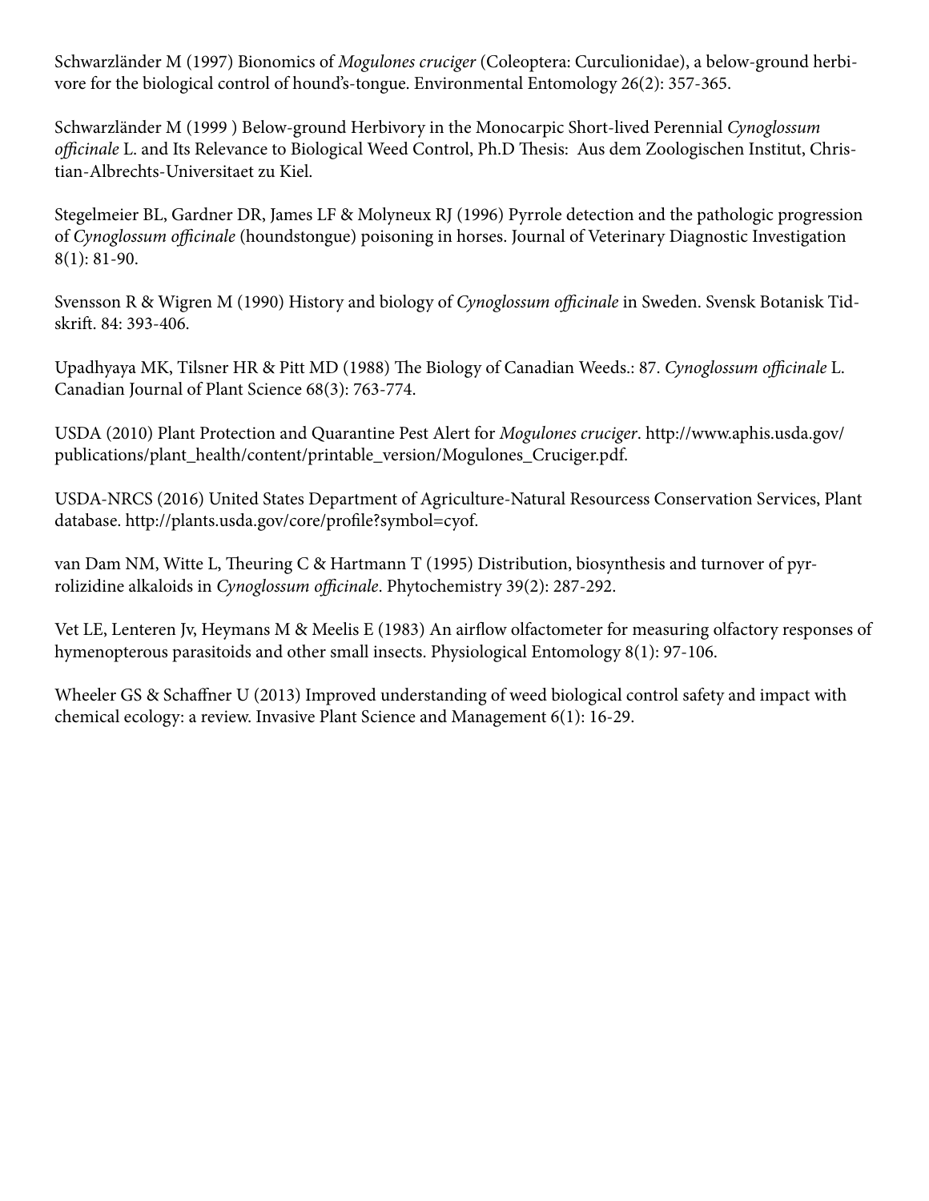Schwarzländer M (1997) Bionomics of *Mogulones cruciger* (Coleoptera: Curculionidae), a below-ground herbivore for the biological control of hound's-tongue. Environmental Entomology 26(2): 357-365.

Schwarzländer M (1999 ) Below-ground Herbivory in the Monocarpic Short-lived Perennial *Cynoglossum officinale* L. and Its Relevance to Biological Weed Control, Ph.D Thesis: Aus dem Zoologischen Institut, Christian-Albrechts-Universitaet zu Kiel.

Stegelmeier BL, Gardner DR, James LF & Molyneux RJ (1996) Pyrrole detection and the pathologic progression of *Cynoglossum officinale* (houndstongue) poisoning in horses. Journal of Veterinary Diagnostic Investigation 8(1): 81-90.

Svensson R & Wigren M (1990) History and biology of *Cynoglossum officinale* in Sweden. Svensk Botanisk Tidskrift. 84: 393-406.

Upadhyaya MK, Tilsner HR & Pitt MD (1988) The Biology of Canadian Weeds.: 87. *Cynoglossum officinale* L. Canadian Journal of Plant Science 68(3): 763-774.

USDA (2010) Plant Protection and Quarantine Pest Alert for *Mogulones cruciger*. http://www.aphis.usda.gov/publications/plant_health/content/printable_version/Mogulones_Cruciger.pdf.

USDA-NRCS (2016) United States Department of Agriculture-Natural Resourcess Conservation Services, Plant database. http://plants.usda.gov/core/profile?symbol=cyof.

van Dam NM, Witte L, Theuring C & Hartmann T (1995) Distribution, biosynthesis and turnover of pyrrolizidine alkaloids in *Cynoglossum officinale*. Phytochemistry 39(2): 287-292.

Vet LE, Lenteren Jv, Heymans M & Meelis E (1983) An airflow olfactometer for measuring olfactory responses of hymenopterous parasitoids and other small insects. Physiological Entomology 8(1): 97-106.

Wheeler GS & Schaffner U (2013) Improved understanding of weed biological control safety and impact with chemical ecology: a review. Invasive Plant Science and Management 6(1): 16-29.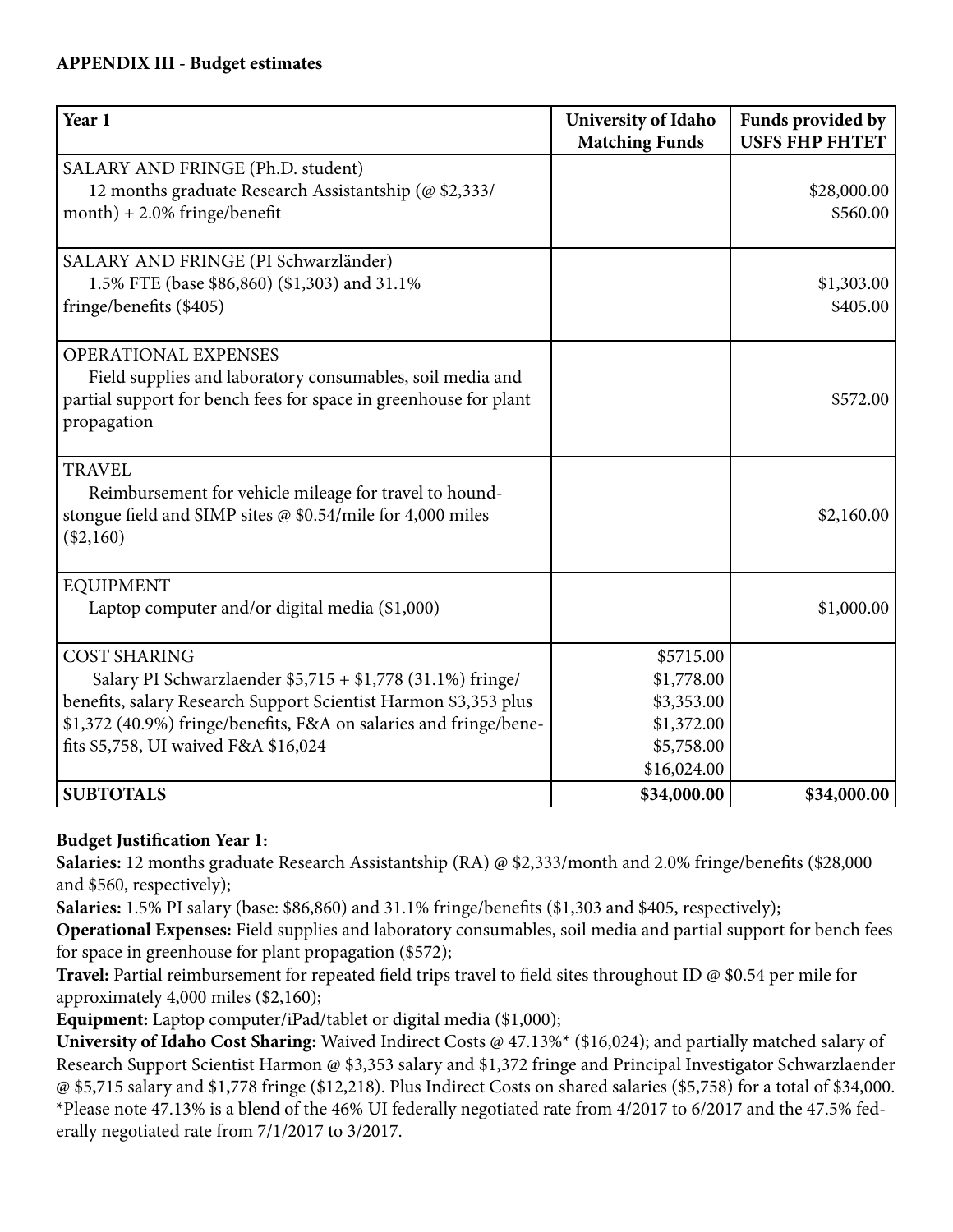**APPENDIX III - Budget estimates**

| Year 1 | University of Idaho Matching Funds | Funds provided by USFS FHP FHTET |
|---|---|---|
| SALARY AND FRINGE (Ph.D. student)<br>12 months graduate Research Assistantship (@ \$2,333/month) + 2.0% fringe/benefit | | \$28,000.00<br>\$560.00 |
| SALARY AND FRINGE (PI Schwarzländer)<br>1.5% FTE (base \$86,860) (\$1,303) and 31.1% fringe/benefits (\$405) | | \$1,303.00<br>\$405.00 |
| OPERATIONAL EXPENSES<br>Field supplies and laboratory consumables, soil media and partial support for bench fees for space in greenhouse for plant propagation | | \$572.00 |
| TRAVEL<br>Reimbursement for vehicle mileage for travel to hound-stongue field and SIMP sites @ \$0.54/mile for 4,000 miles (\$2,160) | | \$2,160.00 |
| EQUIPMENT<br>Laptop computer and/or digital media (\$1,000) | | \$1,000.00 |
| COST SHARING<br>Salary PI Schwarzlaender \$5,715 + \$1,778 (31.1%) fringe/benefits, salary Research Support Scientist Harmon \$3,353 plus \$1,372 (40.9%) fringe/benefits, F&A on salaries and fringe/benefits \$5,758, UI waived F&A \$16,024 | \$5715.00<br>\$1,778.00<br>\$3,353.00<br>\$1,372.00<br>\$5,758.00<br>\$16,024.00 | |
| **SUBTOTALS** | **\$34,000.00** | **\$34,000.00** |

**Budget Justification Year 1:**
**Salaries:** 12 months graduate Research Assistantship (RA) @ \$2,333/month and 2.0% fringe/benefits (\$28,000 and \$560, respectively);
**Salaries:** 1.5% PI salary (base: \$86,860) and 31.1% fringe/benefits (\$1,303 and \$405, respectively);
**Operational Expenses:** Field supplies and laboratory consumables, soil media and partial support for bench fees for space in greenhouse for plant propagation (\$572);
**Travel:** Partial reimbursement for repeated field trips travel to field sites throughout ID @ \$0.54 per mile for approximately 4,000 miles (\$2,160);
**Equipment:** Laptop computer/iPad/tablet or digital media (\$1,000);
**University of Idaho Cost Sharing:** Waived Indirect Costs @ 47.13%* (\$16,024); and partially matched salary of Research Support Scientist Harmon @ \$3,353 salary and \$1,372 fringe and Principal Investigator Schwarzlaender @ \$5,715 salary and \$1,778 fringe (\$12,218). Plus Indirect Costs on shared salaries (\$5,758) for a total of \$34,000.
*Please note 47.13% is a blend of the 46% UI federally negotiated rate from 4/2017 to 6/2017 and the 47.5% federally negotiated rate from 7/1/2017 to 3/2017.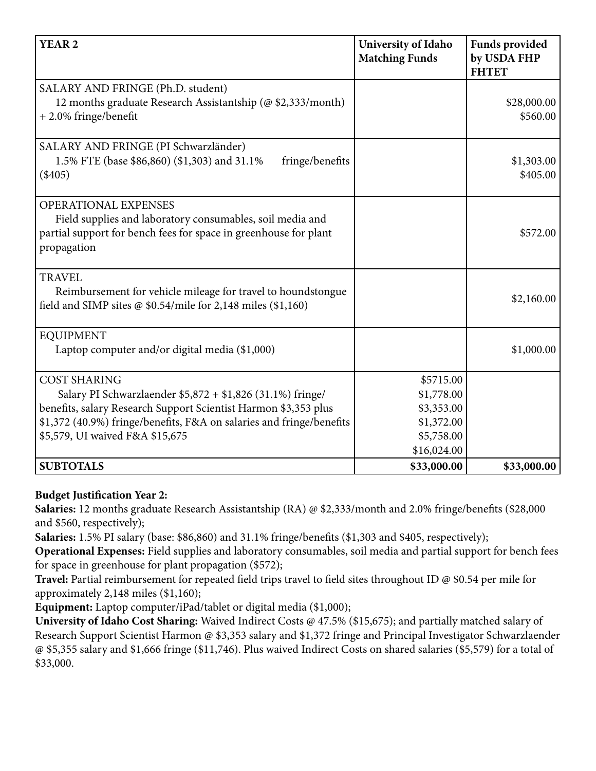| YEAR 2 | University of Idaho Matching Funds | Funds provided by USDA FHP FHTET |
|---|---|---|
| SALARY AND FRINGE (Ph.D. student)<br>12 months graduate Research Assistantship (@ $2,333/month) + 2.0% fringe/benefit | | $28,000.00<br>$560.00 |
| SALARY AND FRINGE (PI Schwarzländer)<br>1.5% FTE (base $86,860) ($1,303) and 31.1% fringe/benefits ($405) | | $1,303.00<br>$405.00 |
| OPERATIONAL EXPENSES<br>Field supplies and laboratory consumables, soil media and partial support for bench fees for space in greenhouse for plant propagation | | $572.00 |
| TRAVEL<br>Reimbursement for vehicle mileage for travel to houndstongue field and SIMP sites @ $0.54/mile for 2,148 miles ($1,160) | | $2,160.00 |
| EQUIPMENT<br>Laptop computer and/or digital media ($1,000) | | $1,000.00 |
| COST SHARING<br>Salary PI Schwarzlaender $5,872 + $1,826 (31.1%) fringe/ benefits, salary Research Support Scientist Harmon $3,353 plus $1,372 (40.9%) fringe/benefits, F&A on salaries and fringe/benefits $5,579, UI waived F&A $15,675 | $5715.00<br>$1,778.00<br>$3,353.00<br>$1,372.00<br>$5,758.00<br>$16,024.00 | |
| **SUBTOTALS** | **$33,000.00** | **$33,000.00** |

**Budget Justification Year 2:**

**Salaries:** 12 months graduate Research Assistantship (RA) @ $2,333/month and 2.0% fringe/benefits ($28,000 and $560, respectively);

**Salaries:** 1.5% PI salary (base: $86,860) and 31.1% fringe/benefits ($1,303 and $405, respectively);

**Operational Expenses:** Field supplies and laboratory consumables, soil media and partial support for bench fees for space in greenhouse for plant propagation ($572);

**Travel:** Partial reimbursement for repeated field trips travel to field sites throughout ID @ $0.54 per mile for approximately 2,148 miles ($1,160);

**Equipment:** Laptop computer/iPad/tablet or digital media ($1,000);

**University of Idaho Cost Sharing:** Waived Indirect Costs @ 47.5% ($15,675); and partially matched salary of Research Support Scientist Harmon @ $3,353 salary and $1,372 fringe and Principal Investigator Schwarzlaender @ $5,355 salary and $1,666 fringe ($11,746). Plus waived Indirect Costs on shared salaries ($5,579) for a total of $33,000.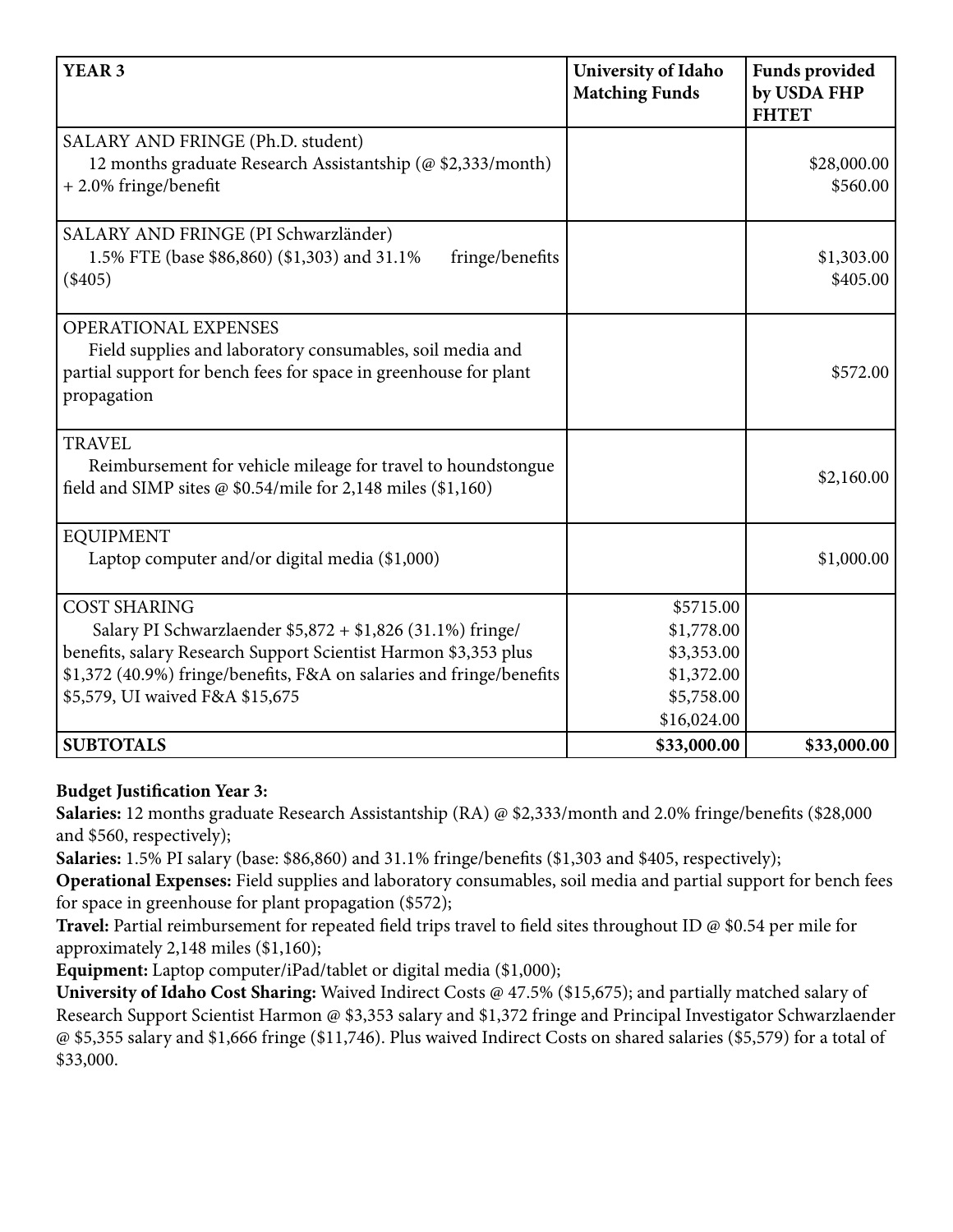| YEAR 3 | University of Idaho Matching Funds | Funds provided by USDA FHP FHTET |
|---|---|---|
| SALARY AND FRINGE (Ph.D. student)<br>12 months graduate Research Assistantship (@ $2,333/month) + 2.0% fringe/benefit | | $28,000.00<br>$560.00 |
| SALARY AND FRINGE (PI Schwarzländer)<br>1.5% FTE (base $86,860) ($1,303) and 31.1% fringe/benefits ($405) | | $1,303.00<br>$405.00 |
| OPERATIONAL EXPENSES<br>Field supplies and laboratory consumables, soil media and partial support for bench fees for space in greenhouse for plant propagation | | $572.00 |
| TRAVEL<br>Reimbursement for vehicle mileage for travel to houndstongue field and SIMP sites @ $0.54/mile for 2,148 miles ($1,160) | | $2,160.00 |
| EQUIPMENT<br>Laptop computer and/or digital media ($1,000) | | $1,000.00 |
| COST SHARING<br>Salary PI Schwarzlaender $5,872 + $1,826 (31.1%) fringe/ benefits, salary Research Support Scientist Harmon $3,353 plus $1,372 (40.9%) fringe/benefits, F&A on salaries and fringe/benefits $5,579, UI waived F&A $15,675 | $5715.00<br>$1,778.00<br>$3,353.00<br>$1,372.00<br>$5,758.00<br>$16,024.00 | |
| **SUBTOTALS** | **$33,000.00** | **$33,000.00** |

**Budget Justification Year 3:**
**Salaries:** 12 months graduate Research Assistantship (RA) @ $2,333/month and 2.0% fringe/benefits ($28,000 and $560, respectively);
**Salaries:** 1.5% PI salary (base: $86,860) and 31.1% fringe/benefits ($1,303 and $405, respectively);
**Operational Expenses:** Field supplies and laboratory consumables, soil media and partial support for bench fees for space in greenhouse for plant propagation ($572);
**Travel:** Partial reimbursement for repeated field trips travel to field sites throughout ID @ $0.54 per mile for approximately 2,148 miles ($1,160);
**Equipment:** Laptop computer/iPad/tablet or digital media ($1,000);
**University of Idaho Cost Sharing:** Waived Indirect Costs @ 47.5% ($15,675); and partially matched salary of Research Support Scientist Harmon @ $3,353 salary and $1,372 fringe and Principal Investigator Schwarzlaender @ $5,355 salary and $1,666 fringe ($11,746). Plus waived Indirect Costs on shared salaries ($5,579) for a total of $33,000.